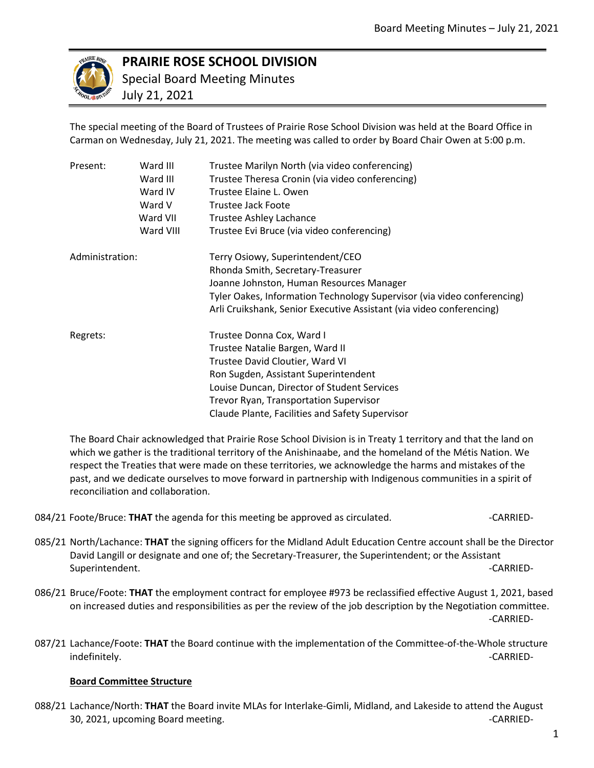# PRAIRIE ROSE SCHOOL DIVISION

## Special Board Meeting Minutes

July 21, 2021

The special meeting of the Board of Trustees of Prairie Rose School Division was held at the Board Office in Carman on Wednesday, July 21, 2021. The meeting was called to order by Board Chair Owen at 5:00 p.m.

| | | |
|---|---|---|
| Present: | Ward III | Trustee Marilyn North (via video conferencing) |
| | Ward III | Trustee Theresa Cronin (via video conferencing) |
| | Ward IV | Trustee Elaine L. Owen |
| | Ward V | Trustee Jack Foote |
| | Ward VII | Trustee Ashley Lachance |
| | Ward VIII | Trustee Evi Bruce (via video conferencing) |
| Administration: | | Terry Osiowy, Superintendent/CEO |
| | | Rhonda Smith, Secretary-Treasurer |
| | | Joanne Johnston, Human Resources Manager |
| | | Tyler Oakes, Information Technology Supervisor (via video conferencing) |
| | | Arli Cruikshank, Senior Executive Assistant (via video conferencing) |
| Regrets: | | Trustee Donna Cox, Ward I |
| | | Trustee Natalie Bargen, Ward II |
| | | Trustee David Cloutier, Ward VI |
| | | Ron Sugden, Assistant Superintendent |
| | | Louise Duncan, Director of Student Services |
| | | Trevor Ryan, Transportation Supervisor |
| | | Claude Plante, Facilities and Safety Supervisor |

The Board Chair acknowledged that Prairie Rose School Division is in Treaty 1 territory and that the land on which we gather is the traditional territory of the Anishinaabe, and the homeland of the Métis Nation. We respect the Treaties that were made on these territories, we acknowledge the harms and mistakes of the past, and we dedicate ourselves to move forward in partnership with Indigenous communities in a spirit of reconciliation and collaboration.

084/21 Foote/Bruce: **THAT** the agenda for this meeting be approved as circulated. -CARRIED-

085/21 North/Lachance: **THAT** the signing officers for the Midland Adult Education Centre account shall be the Director David Langill or designate and one of; the Secretary-Treasurer, the Superintendent; or the Assistant Superintendent. -CARRIED-

086/21 Bruce/Foote: **THAT** the employment contract for employee #973 be reclassified effective August 1, 2021, based on increased duties and responsibilities as per the review of the job description by the Negotiation committee. -CARRIED-

087/21 Lachance/Foote: **THAT** the Board continue with the implementation of the Committee-of-the-Whole structure indefinitely. -CARRIED-

**Board Committee Structure**

088/21 Lachance/North: **THAT** the Board invite MLAs for Interlake-Gimli, Midland, and Lakeside to attend the August 30, 2021, upcoming Board meeting. -CARRIED-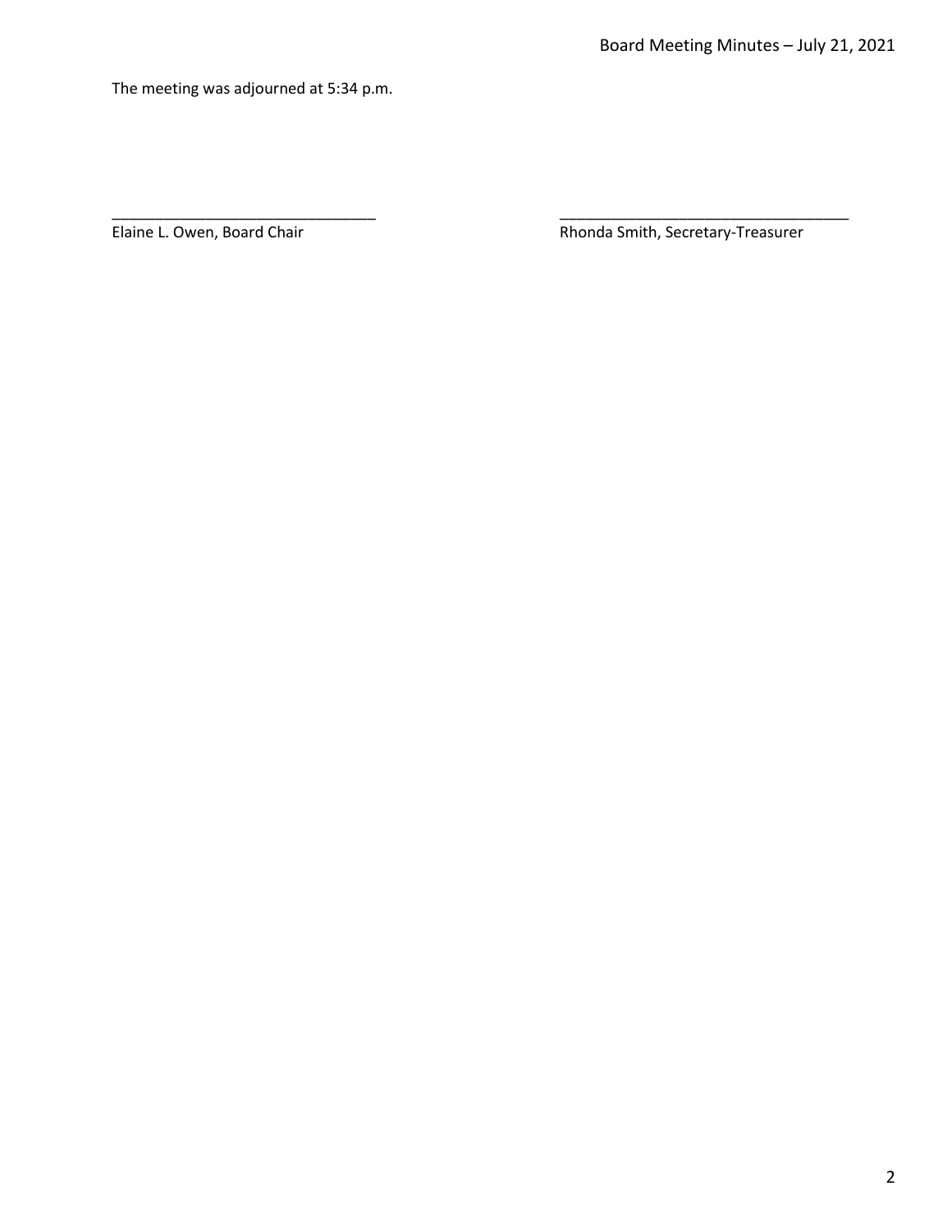The meeting was adjourned at 5:34 p.m.

_______________________________
Elaine L. Owen, Board Chair

_______________________________
Rhonda Smith, Secretary-Treasurer